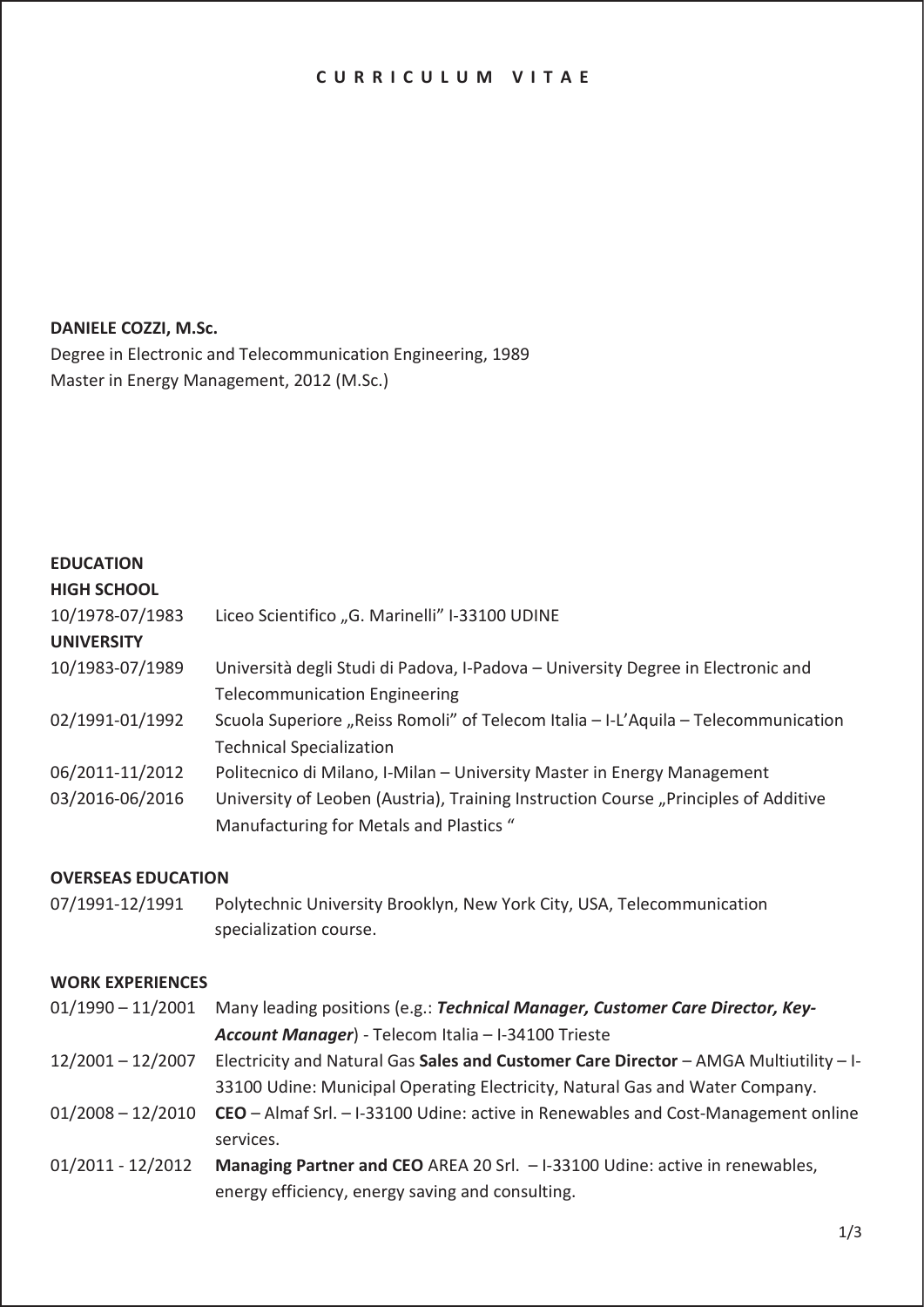# CURRICULUM VITAE

**DANIELE COZZI, M.Sc.**

Degree in Electronic and Telecommunication Engineering, 1989
Master in Energy Management, 2012 (M.Sc.)

**EDUCATION**

**HIGH SCHOOL**

| | |
|---|---|
| 10/1978-07/1983 | Liceo Scientifico „G. Marinelli" I-33100 UDINE |

**UNIVERSITY**

| | |
|---|---|
| 10/1983-07/1989 | Università degli Studi di Padova, I-Padova – University Degree in Electronic and Telecommunication Engineering |
| 02/1991-01/1992 | Scuola Superiore „Reiss Romoli" of Telecom Italia – I-L'Aquila – Telecommunication Technical Specialization |
| 06/2011-11/2012 | Politecnico di Milano, I-Milan – University Master in Energy Management |
| 03/2016-06/2016 | University of Leoben (Austria), Training Instruction Course „Principles of Additive Manufacturing for Metals and Plastics " |

**OVERSEAS EDUCATION**

| | |
|---|---|
| 07/1991-12/1991 | Polytechnic University Brooklyn, New York City, USA, Telecommunication specialization course. |

**WORK EXPERIENCES**

| | |
|---|---|
| 01/1990 – 11/2001 | Many leading positions (e.g.: ***Technical Manager, Customer Care Director, Key-Account Manager***) - Telecom Italia – I-34100 Trieste |
| 12/2001 – 12/2007 | Electricity and Natural Gas **Sales and Customer Care Director** – AMGA Multiutility – I-33100 Udine: Municipal Operating Electricity, Natural Gas and Water Company. |
| 01/2008 – 12/2010 | **CEO** – Almaf Srl. – I-33100 Udine: active in Renewables and Cost-Management online services. |
| 01/2011 - 12/2012 | **Managing Partner and CEO** AREA 20 Srl. – I-33100 Udine: active in renewables, energy efficiency, energy saving and consulting. |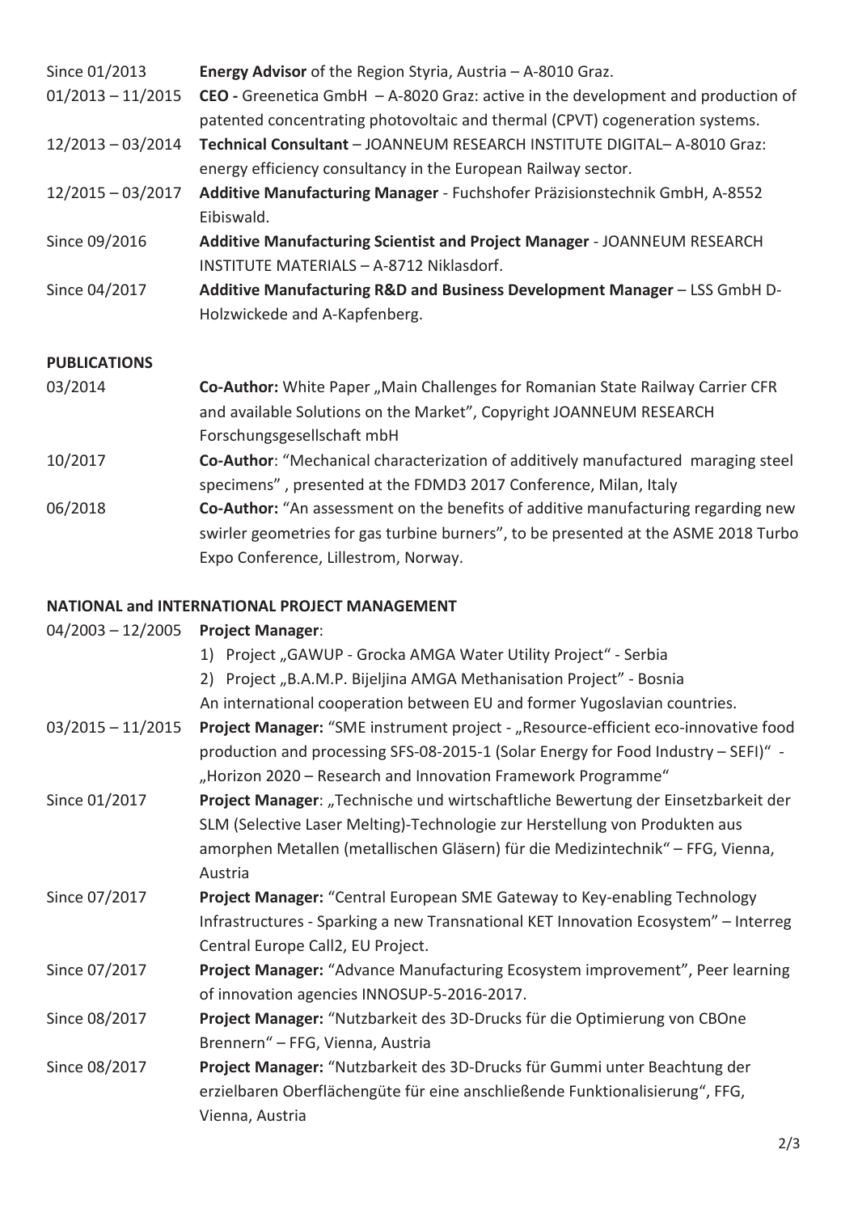| | |
|---|---|
| Since 01/2013 | **Energy Advisor** of the Region Styria, Austria – A-8010 Graz. |
| 01/2013 – 11/2015 | **CEO -** Greenetica GmbH – A-8020 Graz: active in the development and production of patented concentrating photovoltaic and thermal (CPVT) cogeneration systems. |
| 12/2013 – 03/2014 | **Technical Consultant** – JOANNEUM RESEARCH INSTITUTE DIGITAL– A-8010 Graz: energy efficiency consultancy in the European Railway sector. |
| 12/2015 – 03/2017 | **Additive Manufacturing Manager** - Fuchshofer Präzisionstechnik GmbH, A-8552 Eibiswald. |
| Since 09/2016 | **Additive Manufacturing Scientist and Project Manager** - JOANNEUM RESEARCH INSTITUTE MATERIALS – A-8712 Niklasdorf. |
| Since 04/2017 | **Additive Manufacturing R&D and Business Development Manager** – LSS GmbH D-Holzwickede and A-Kapfenberg. |

## PUBLICATIONS

| | |
|---|---|
| 03/2014 | **Co-Author:** White Paper „Main Challenges for Romanian State Railway Carrier CFR and available Solutions on the Market", Copyright JOANNEUM RESEARCH Forschungsgesellschaft mbH |
| 10/2017 | **Co-Author**: "Mechanical characterization of additively manufactured maraging steel specimens" , presented at the FDMD3 2017 Conference, Milan, Italy |
| 06/2018 | **Co-Author:** "An assessment on the benefits of additive manufacturing regarding new swirler geometries for gas turbine burners", to be presented at the ASME 2018 Turbo Expo Conference, Lillestrom, Norway. |

## NATIONAL and INTERNATIONAL PROJECT MANAGEMENT

| | |
|---|---|
| 04/2003 – 12/2005 | **Project Manager**:<br>1) Project „GAWUP - Grocka AMGA Water Utility Project" - Serbia<br>2) Project „B.A.M.P. Bijeljina AMGA Methanisation Project" - Bosnia<br>An international cooperation between EU and former Yugoslavian countries. |
| 03/2015 – 11/2015 | **Project Manager:** "SME instrument project - „Resource-efficient eco-innovative food production and processing SFS-08-2015-1 (Solar Energy for Food Industry – SEFI)" - „Horizon 2020 – Research and Innovation Framework Programme" |
| Since 01/2017 | **Project Manager**: „Technische und wirtschaftliche Bewertung der Einsetzbarkeit der SLM (Selective Laser Melting)-Technologie zur Herstellung von Produkten aus amorphen Metallen (metallischen Gläsern) für die Medizintechnik" – FFG, Vienna, Austria |
| Since 07/2017 | **Project Manager:** "Central European SME Gateway to Key-enabling Technology Infrastructures - Sparking a new Transnational KET Innovation Ecosystem" – Interreg Central Europe Call2, EU Project. |
| Since 07/2017 | **Project Manager:** "Advance Manufacturing Ecosystem improvement", Peer learning of innovation agencies INNOSUP-5-2016-2017. |
| Since 08/2017 | **Project Manager:** "Nutzbarkeit des 3D-Drucks für die Optimierung von CBOne Brennern" – FFG, Vienna, Austria |
| Since 08/2017 | **Project Manager:** "Nutzbarkeit des 3D-Drucks für Gummi unter Beachtung der erzielbaren Oberflächengüte für eine anschließende Funktionalisierung", FFG, Vienna, Austria |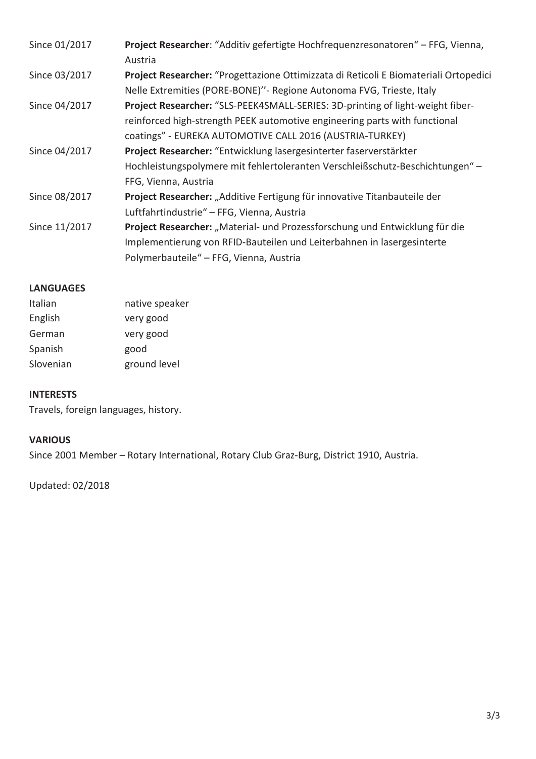| | |
|---|---|
| Since 01/2017 | **Project Researcher**: "Additiv gefertigte Hochfrequenzresonatoren" – FFG, Vienna, Austria |
| Since 03/2017 | **Project Researcher:** "Progettazione Ottimizzata di Reticoli E Biomateriali Ortopedici Nelle Extremities (PORE-BONE)''- Regione Autonoma FVG, Trieste, Italy |
| Since 04/2017 | **Project Researcher:** "SLS-PEEK4SMALL-SERIES: 3D-printing of light-weight fiber-reinforced high-strength PEEK automotive engineering parts with functional coatings" - EUREKA AUTOMOTIVE CALL 2016 (AUSTRIA-TURKEY) |
| Since 04/2017 | **Project Researcher:** "Entwicklung lasergesinterter faserverstärkter Hochleistungspolymere mit fehlertoleranten Verschleißschutz-Beschichtungen" – FFG, Vienna, Austria |
| Since 08/2017 | **Project Researcher:** „Additive Fertigung für innovative Titanbauteile der Luftfahrtindustrie" – FFG, Vienna, Austria |
| Since 11/2017 | **Project Researcher:** „Material- und Prozessforschung und Entwicklung für die Implementierung von RFID-Bauteilen und Leiterbahnen in lasergesinterte Polymerbauteile" – FFG, Vienna, Austria |

**LANGUAGES**

| | |
|---|---|
| Italian | native speaker |
| English | very good |
| German | very good |
| Spanish | good |
| Slovenian | ground level |

**INTERESTS**

Travels, foreign languages, history.

**VARIOUS**

Since 2001 Member – Rotary International, Rotary Club Graz-Burg, District 1910, Austria.

Updated: 02/2018